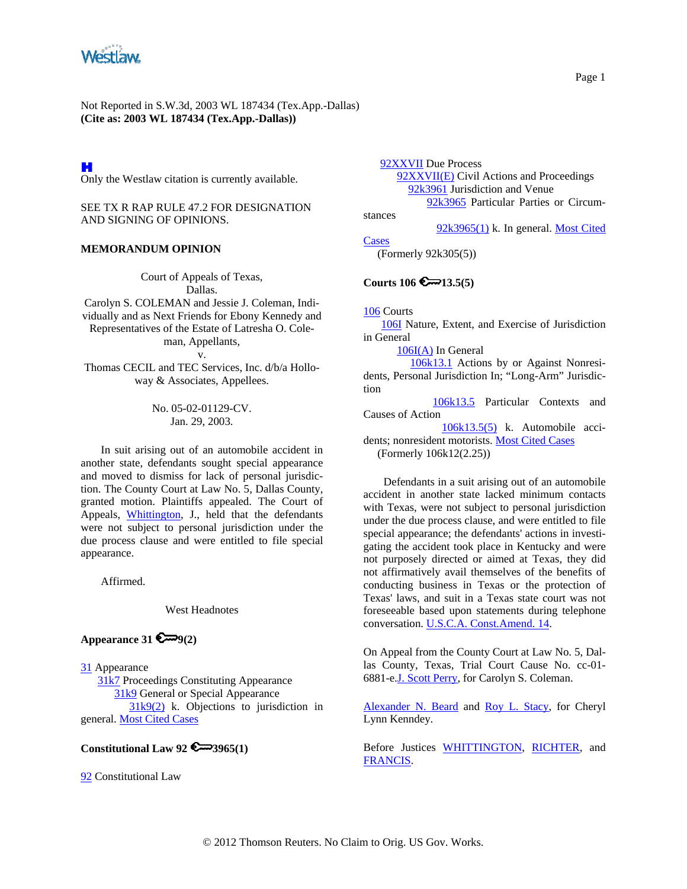Not Reported in S.W.3d, 2003 WL 187434 (Tex.App.-Dallas)
**(Cite as: 2003 WL 187434 (Tex.App.-Dallas))**

Only the Westlaw citation is currently available.

SEE TX R RAP RULE 47.2 FOR DESIGNATION AND SIGNING OF OPINIONS.

**MEMORANDUM OPINION**

Court of Appeals of Texas,
Dallas.
Carolyn S. COLEMAN and Jessie J. Coleman, Individually and as Next Friends for Ebony Kennedy and Representatives of the Estate of Latresha O. Coleman, Appellants,
v.
Thomas CECIL and TEC Services, Inc. d/b/a Holloway & Associates, Appellees.

No. 05-02-01129-CV.
Jan. 29, 2003.

In suit arising out of an automobile accident in another state, defendants sought special appearance and moved to dismiss for lack of personal jurisdiction. The County Court at Law No. 5, Dallas County, granted motion. Plaintiffs appealed. The Court of Appeals, Whittington, J., held that the defendants were not subject to personal jurisdiction under the due process clause and were entitled to file special appearance.

Affirmed.

West Headnotes

**Appearance 31 9(2)**

31 Appearance
31k7 Proceedings Constituting Appearance
31k9 General or Special Appearance
31k9(2) k. Objections to jurisdiction in general. Most Cited Cases

**Constitutional Law 92 3965(1)**

92 Constitutional Law
92XXVII Due Process
92XXVII(E) Civil Actions and Proceedings
92k3961 Jurisdiction and Venue
92k3965 Particular Parties or Circumstances
92k3965(1) k. In general. Most Cited Cases
(Formerly 92k305(5))

**Courts 106 13.5(5)**

106 Courts
106I Nature, Extent, and Exercise of Jurisdiction in General
106I(A) In General
106k13.1 Actions by or Against Nonresidents, Personal Jurisdiction In; "Long-Arm" Jurisdiction
106k13.5 Particular Contexts and Causes of Action
106k13.5(5) k. Automobile accidents; nonresident motorists. Most Cited Cases
(Formerly 106k12(2.25))

Defendants in a suit arising out of an automobile accident in another state lacked minimum contacts with Texas, were not subject to personal jurisdiction under the due process clause, and were entitled to file special appearance; the defendants' actions in investigating the accident took place in Kentucky and were not purposely directed or aimed at Texas, they did not affirmatively avail themselves of the benefits of conducting business in Texas or the protection of Texas' laws, and suit in a Texas state court was not foreseeable based upon statements during telephone conversation. U.S.C.A. Const.Amend. 14.

On Appeal from the County Court at Law No. 5, Dallas County, Texas, Trial Court Cause No. cc-01-6881-e.J. Scott Perry, for Carolyn S. Coleman.

Alexander N. Beard and Roy L. Stacy, for Cheryl Lynn Kenndey.

Before Justices WHITTINGTON, RICHTER, and FRANCIS.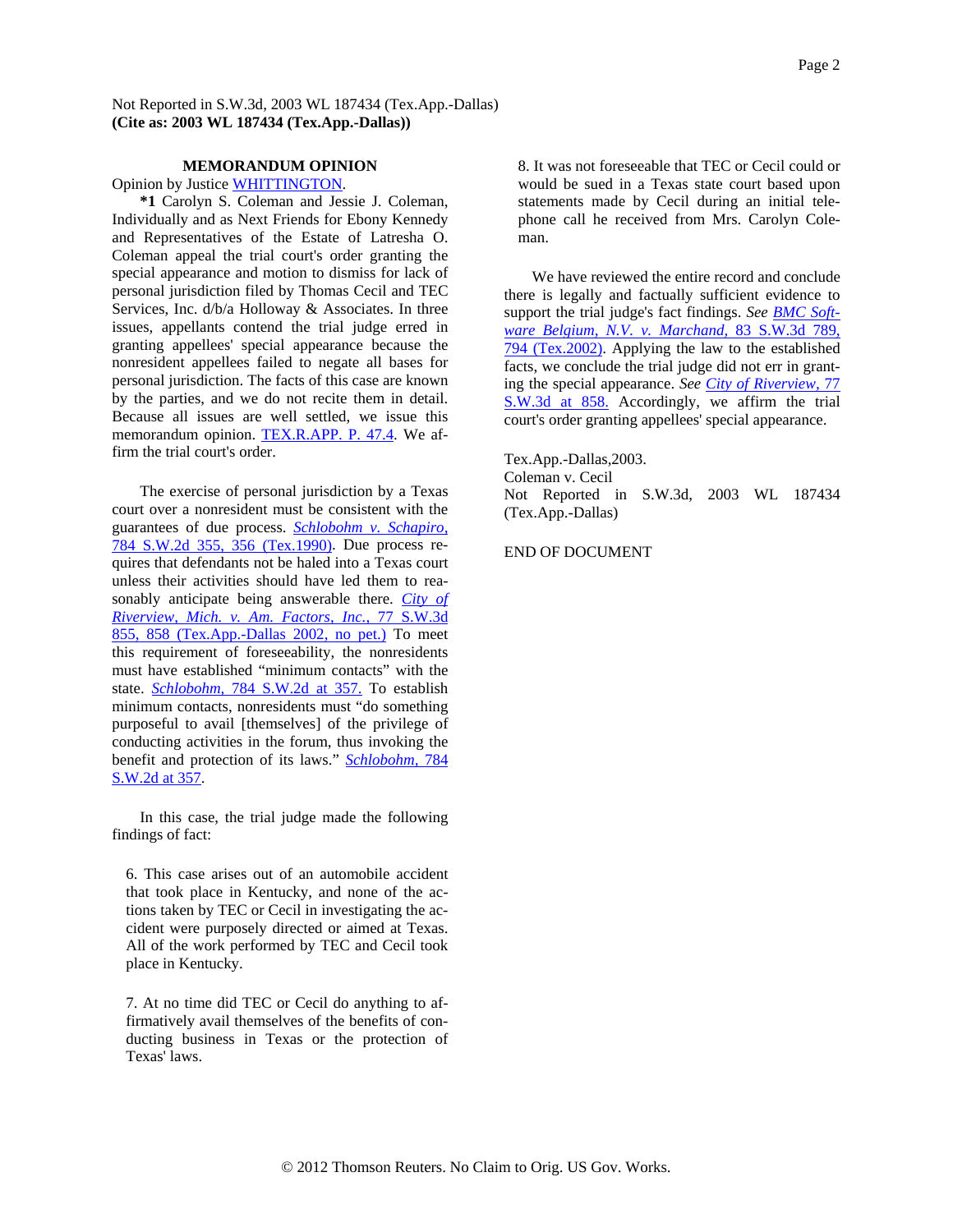Not Reported in S.W.3d, 2003 WL 187434 (Tex.App.-Dallas)
**(Cite as: 2003 WL 187434 (Tex.App.-Dallas))**

**MEMORANDUM OPINION**

Opinion by Justice WHITTINGTON.

**\*1** Carolyn S. Coleman and Jessie J. Coleman, Individually and as Next Friends for Ebony Kennedy and Representatives of the Estate of Latresha O. Coleman appeal the trial court's order granting the special appearance and motion to dismiss for lack of personal jurisdiction filed by Thomas Cecil and TEC Services, Inc. d/b/a Holloway & Associates. In three issues, appellants contend the trial judge erred in granting appellees' special appearance because the nonresident appellees failed to negate all bases for personal jurisdiction. The facts of this case are known by the parties, and we do not recite them in detail. Because all issues are well settled, we issue this memorandum opinion. TEX.R.APP. P. 47.4. We affirm the trial court's order.

The exercise of personal jurisdiction by a Texas court over a nonresident must be consistent with the guarantees of due process. *Schlobohm v. Schapiro,* 784 S.W.2d 355, 356 (Tex.1990). Due process requires that defendants not be haled into a Texas court unless their activities should have led them to reasonably anticipate being answerable there. *City of Riverview, Mich. v. Am. Factors, Inc.,* 77 S.W.3d 855, 858 (Tex.App.-Dallas 2002, no pet.) To meet this requirement of foreseeability, the nonresidents must have established "minimum contacts" with the state. *Schlobohm,* 784 S.W.2d at 357. To establish minimum contacts, nonresidents must "do something purposeful to avail [themselves] of the privilege of conducting activities in the forum, thus invoking the benefit and protection of its laws." *Schlobohm,* 784 S.W.2d at 357.

In this case, the trial judge made the following findings of fact:

> 6. This case arises out of an automobile accident that took place in Kentucky, and none of the actions taken by TEC or Cecil in investigating the accident were purposely directed or aimed at Texas. All of the work performed by TEC and Cecil took place in Kentucky.
>
> 7. At no time did TEC or Cecil do anything to affirmatively avail themselves of the benefits of conducting business in Texas or the protection of Texas' laws.
>
> 8. It was not foreseeable that TEC or Cecil could or would be sued in a Texas state court based upon statements made by Cecil during an initial telephone call he received from Mrs. Carolyn Coleman.

We have reviewed the entire record and conclude there is legally and factually sufficient evidence to support the trial judge's fact findings. *See BMC Software Belgium, N.V. v. Marchand,* 83 S.W.3d 789, 794 (Tex.2002). Applying the law to the established facts, we conclude the trial judge did not err in granting the special appearance. *See City of Riverview,* 77 S.W.3d at 858. Accordingly, we affirm the trial court's order granting appellees' special appearance.

Tex.App.-Dallas,2003.
Coleman v. Cecil
Not Reported in S.W.3d, 2003 WL 187434 (Tex.App.-Dallas)

END OF DOCUMENT